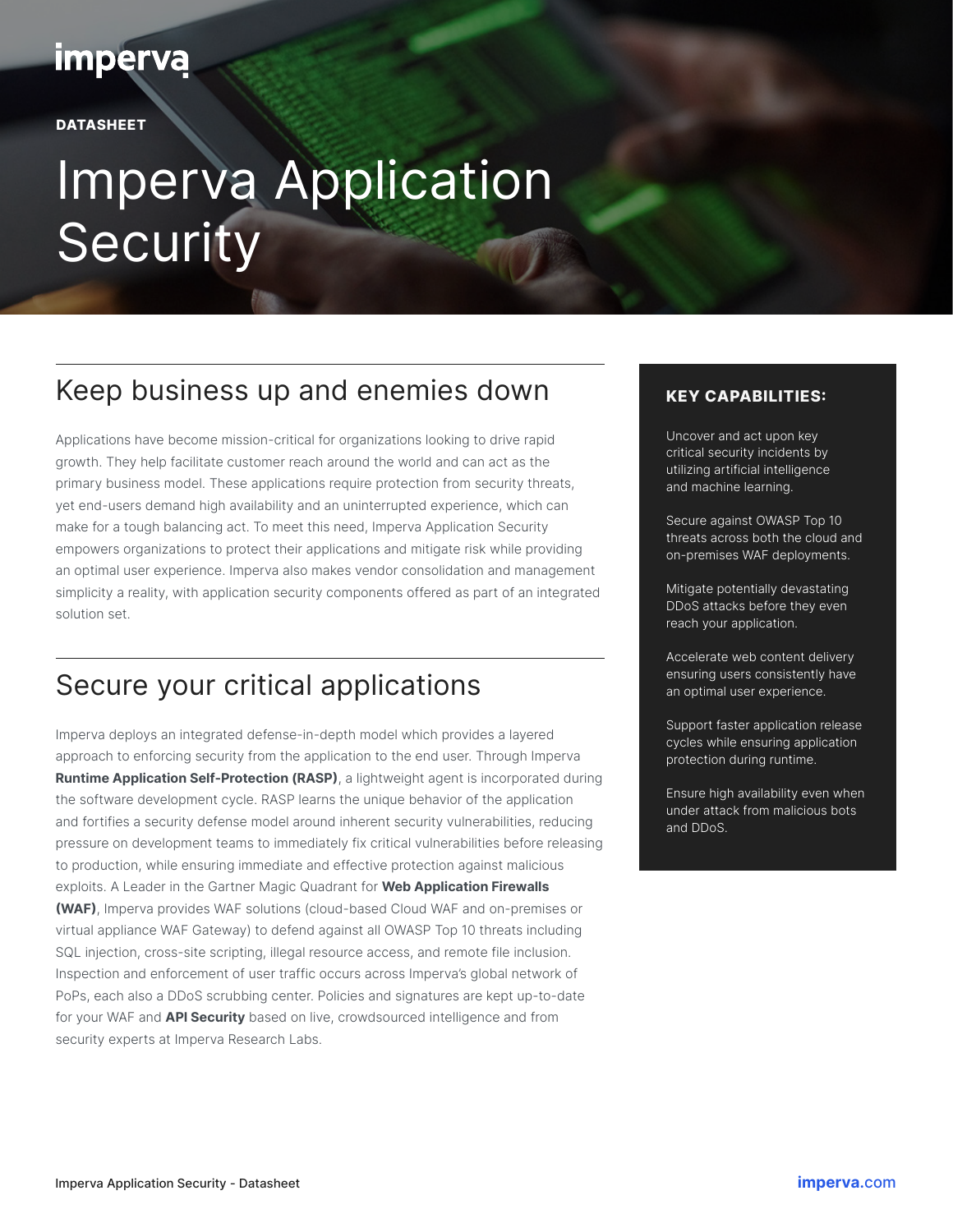imperva

**DATASHEET**

# Imperva Application Security

## Keep business up and enemies down

Applications have become mission-critical for organizations looking to drive rapid growth. They help facilitate customer reach around the world and can act as the primary business model. These applications require protection from security threats, yet end-users demand high availability and an uninterrupted experience, which can make for a tough balancing act. To meet this need, Imperva Application Security empowers organizations to protect their applications and mitigate risk while providing an optimal user experience. Imperva also makes vendor consolidation and management simplicity a reality, with application security components offered as part of an integrated solution set.

## Secure your critical applications

Imperva deploys an integrated defense-in-depth model which provides a layered approach to enforcing security from the application to the end user. Through Imperva **Runtime Application Self-Protection (RASP)**, a lightweight agent is incorporated during the software development cycle. RASP learns the unique behavior of the application and fortifies a security defense model around inherent security vulnerabilities, reducing pressure on development teams to immediately fix critical vulnerabilities before releasing to production, while ensuring immediate and effective protection against malicious exploits. A Leader in the Gartner Magic Quadrant for **Web Application Firewalls (WAF)**, Imperva provides WAF solutions (cloud-based Cloud WAF and on-premises or virtual appliance WAF Gateway) to defend against all OWASP Top 10 threats including SQL injection, cross-site scripting, illegal resource access, and remote file inclusion. Inspection and enforcement of user traffic occurs across Imperva's global network of PoPs, each also a DDoS scrubbing center. Policies and signatures are kept up-to-date for your WAF and **API Security** based on live, crowdsourced intelligence and from security experts at Imperva Research Labs.

**KEY CAPABILITIES:**

Uncover and act upon key critical security incidents by utilizing artificial intelligence and machine learning.

Secure against OWASP Top 10 threats across both the cloud and on-premises WAF deployments.

Mitigate potentially devastating DDoS attacks before they even reach your application.

Accelerate web content delivery ensuring users consistently have an optimal user experience.

Support faster application release cycles while ensuring application protection during runtime.

Ensure high availability even when under attack from malicious bots and DDoS.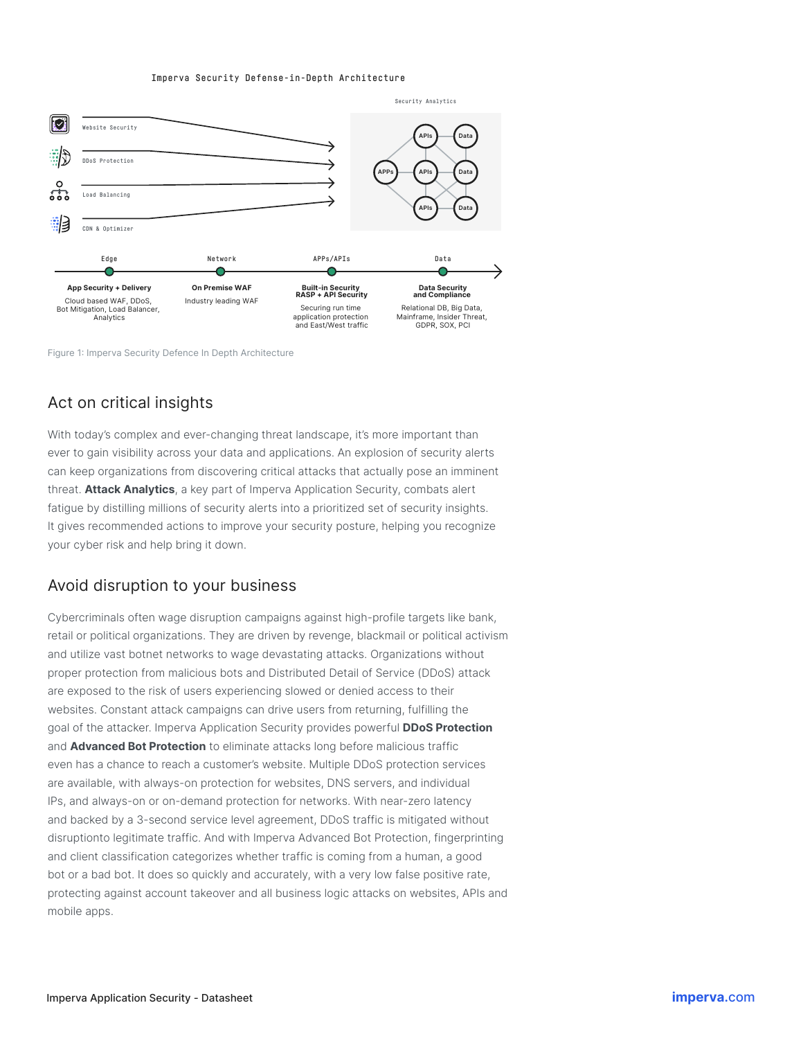Imperva Security Defense-in-Depth Architecture

Website Security

DDoS Protection

Load Balancing

CDN & Optimizer

Security Analytics

APPs APIs Data

| Edge | Network | APPs/APIs | Data |
| --- | --- | --- | --- |
| **App Security + Delivery** | **On Premise WAF** | **Built-in Security RASP + API Security** | **Data Security and Compliance** |
| Cloud based WAF, DDoS, Bot Mitigation, Load Balancer, Analytics | Industry leading WAF | Securing run time application protection and East/West traffic | Relational DB, Big Data, Mainframe, Insider Threat, GDPR, SOX, PCI |

Figure 1: Imperva Security Defence In Depth Architecture

## Act on critical insights

With today's complex and ever-changing threat landscape, it's more important than ever to gain visibility across your data and applications. An explosion of security alerts can keep organizations from discovering critical attacks that actually pose an imminent threat. **Attack Analytics**, a key part of Imperva Application Security, combats alert fatigue by distilling millions of security alerts into a prioritized set of security insights. It gives recommended actions to improve your security posture, helping you recognize your cyber risk and help bring it down.

## Avoid disruption to your business

Cybercriminals often wage disruption campaigns against high-profile targets like bank, retail or political organizations. They are driven by revenge, blackmail or political activism and utilize vast botnet networks to wage devastating attacks. Organizations without proper protection from malicious bots and Distributed Detail of Service (DDoS) attack are exposed to the risk of users experiencing slowed or denied access to their websites. Constant attack campaigns can drive users from returning, fulfilling the goal of the attacker. Imperva Application Security provides powerful **DDoS Protection** and **Advanced Bot Protection** to eliminate attacks long before malicious traffic even has a chance to reach a customer's website. Multiple DDoS protection services are available, with always-on protection for websites, DNS servers, and individual IPs, and always-on or on-demand protection for networks. With near-zero latency and backed by a 3-second service level agreement, DDoS traffic is mitigated without disruptionto legitimate traffic. And with Imperva Advanced Bot Protection, fingerprinting and client classification categorizes whether traffic is coming from a human, a good bot or a bad bot. It does so quickly and accurately, with a very low false positive rate, protecting against account takeover and all business logic attacks on websites, APIs and mobile apps.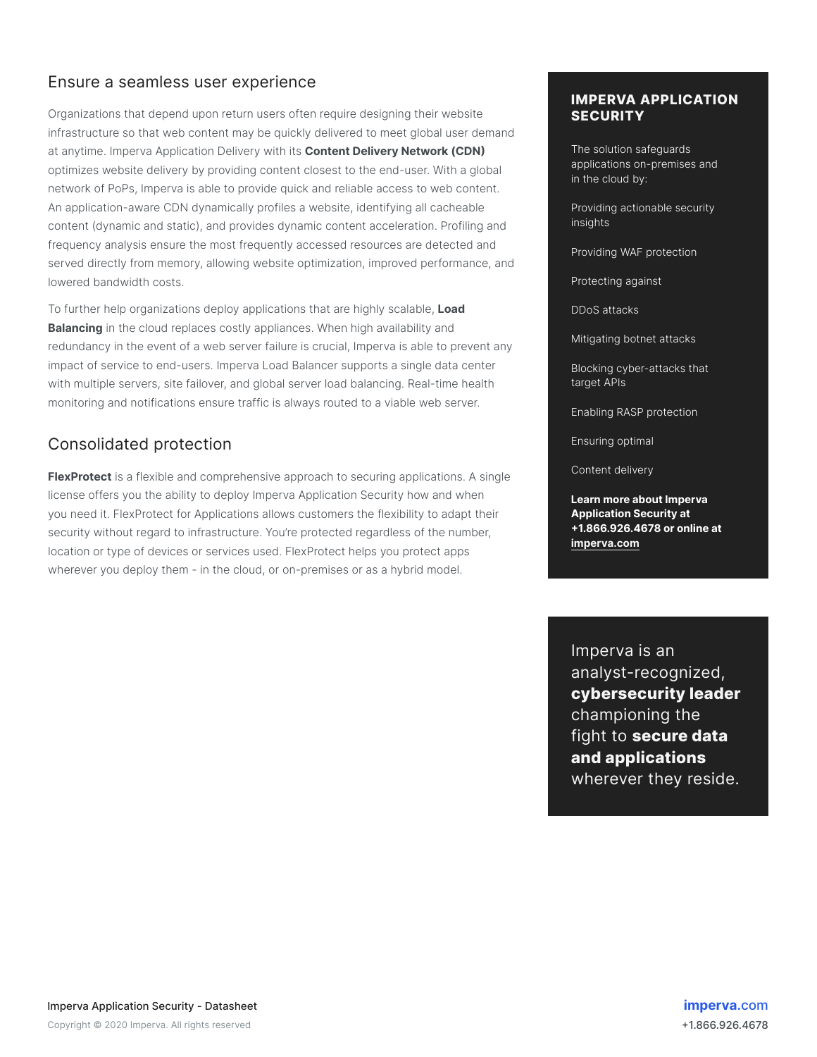## Ensure a seamless user experience

Organizations that depend upon return users often require designing their website infrastructure so that web content may be quickly delivered to meet global user demand at anytime. Imperva Application Delivery with its **Content Delivery Network (CDN)** optimizes website delivery by providing content closest to the end-user. With a global network of PoPs, Imperva is able to provide quick and reliable access to web content. An application-aware CDN dynamically profiles a website, identifying all cacheable content (dynamic and static), and provides dynamic content acceleration. Profiling and frequency analysis ensure the most frequently accessed resources are detected and served directly from memory, allowing website optimization, improved performance, and lowered bandwidth costs.

To further help organizations deploy applications that are highly scalable, **Load Balancing** in the cloud replaces costly appliances. When high availability and redundancy in the event of a web server failure is crucial, Imperva is able to prevent any impact of service to end-users. Imperva Load Balancer supports a single data center with multiple servers, site failover, and global server load balancing. Real-time health monitoring and notifications ensure traffic is always routed to a viable web server.

## Consolidated protection

**FlexProtect** is a flexible and comprehensive approach to securing applications. A single license offers you the ability to deploy Imperva Application Security how and when you need it. FlexProtect for Applications allows customers the flexibility to adapt their security without regard to infrastructure. You're protected regardless of the number, location or type of devices or services used. FlexProtect helps you protect apps wherever you deploy them - in the cloud, or on-premises or as a hybrid model.

### IMPERVA APPLICATION SECURITY

The solution safeguards applications on-premises and in the cloud by:

Providing actionable security insights

Providing WAF protection

Protecting against

DDoS attacks

Mitigating botnet attacks

Blocking cyber-attacks that target APIs

Enabling RASP protection

Ensuring optimal

Content delivery

**Learn more about Imperva Application Security at +1.866.926.4678 or online at imperva.com**

Imperva is an analyst-recognized, **cybersecurity leader** championing the fight to **secure data and applications** wherever they reside.

Imperva Application Security - Datasheet

Copyright © 2020 Imperva. All rights reserved

imperva.com

+1.866.926.4678